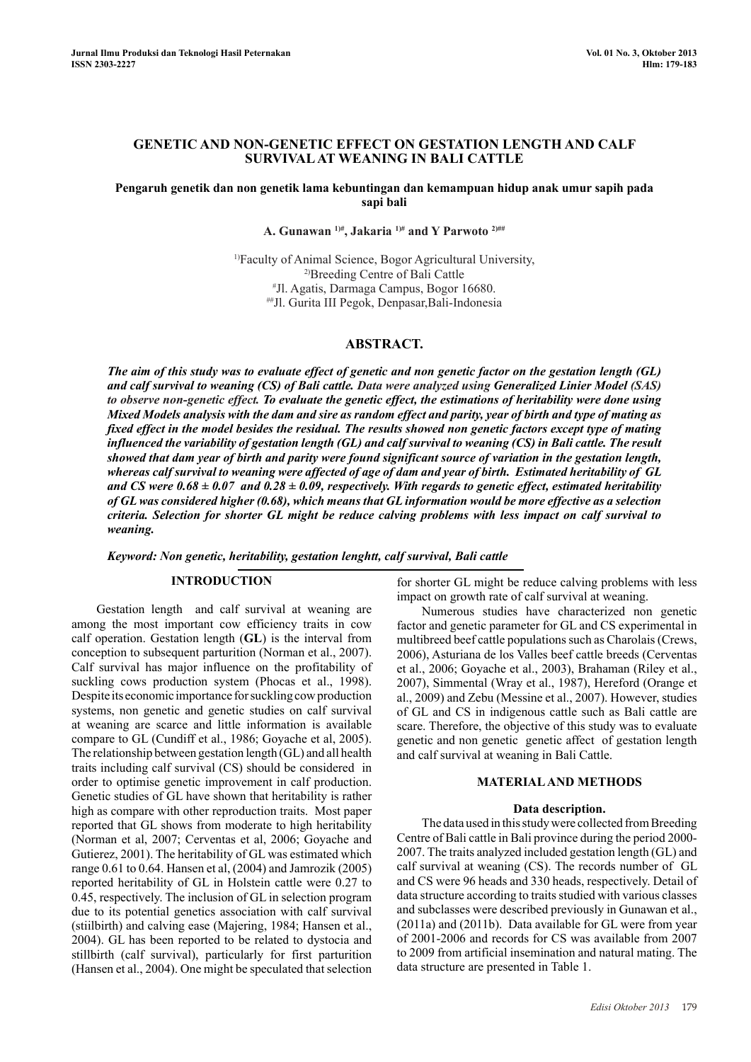# GENETIC AND NON-GENETIC EFFECT ON GESTATION LENGTH AND CALF SURVIVAL AT WEANING IN BALI CATTLE

**Pengaruh genetik dan non genetik lama kebuntingan dan kemampuan hidup anak umur sapih pada sapi bali**

**A. Gunawan [1)#], Jakaria [1)#] and Y Parwoto [2)##]**

[1)]Faculty of Animal Science, Bogor Agricultural University,
[2)]Breeding Centre of Bali Cattle
[#]Jl. Agatis, Darmaga Campus, Bogor 16680.
[##]Jl. Gurita III Pegok, Denpasar,Bali-Indonesia

## ABSTRACT.

***The aim of this study was to evaluate effect of genetic and non genetic factor on the gestation length (GL) and calf survival to weaning (CS) of Bali cattle. Data were analyzed using Generalized Linier Model (SAS) to observe non-genetic effect. To evaluate the genetic effect, the estimations of heritability were done using Mixed Models analysis with the dam and sire as random effect and parity, year of birth and type of mating as fixed effect in the model besides the residual. The results showed non genetic factors except type of mating influenced the variability of gestation length (GL) and calf survival to weaning (CS) in Bali cattle. The result showed that dam year of birth and parity were found significant source of variation in the gestation length, whereas calf survival to weaning were affected of age of dam and year of birth. Estimated heritability of GL and CS were 0.68 ± 0.07 and 0.28 ± 0.09, respectively. With regards to genetic effect, estimated heritability of GL was considered higher (0.68), which means that GL information would be more effective as a selection criteria. Selection for shorter GL might be reduce calving problems with less impact on calf survival to weaning.***

***Keyword: Non genetic, heritability, gestation lenghtt, calf survival, Bali cattle***

## INTRODUCTION

Gestation length and calf survival at weaning are among the most important cow efficiency traits in cow calf operation. Gestation length (**GL**) is the interval from conception to subsequent parturition (Norman et al., 2007). Calf survival has major influence on the profitability of suckling cows production system (Phocas et al., 1998). Despite its economic importance for suckling cow production systems, non genetic and genetic studies on calf survival at weaning are scarce and little information is available compare to GL (Cundiff et al., 1986; Goyache et al., 2005). The relationship between gestation length (GL) and all health traits including calf survival (CS) should be considered in order to optimise genetic improvement in calf production. Genetic studies of GL have shown that heritability is rather high as compare with other reproduction traits. Most paper reported that GL shows from moderate to high heritability (Norman et al, 2007; Cerventas et al, 2006; Goyache and Gutierez, 2001). The heritability of GL was estimated which range 0.61 to 0.64. Hansen et al, (2004) and Jamrozik (2005) reported heritability of GL in Holstein cattle were 0.27 to 0.45, respectively. The inclusion of GL in selection program due to its potential genetics association with calf survival (stiilbirth) and calving ease (Majering, 1984; Hansen et al., 2004). GL has been reported to be related to dystocia and stillbirth (calf survival), particularly for first parturition (Hansen et al., 2004). One might be speculated that selection for shorter GL might be reduce calving problems with less impact on growth rate of calf survival at weaning.

Numerous studies have characterized non genetic factor and genetic parameter for GL and CS experimental in multibreed beef cattle populations such as Charolais (Crews, 2006), Asturiana de los Valles beef cattle breeds (Cerventas et al., 2006; Goyache et al., 2003), Brahaman (Riley et al., 2007), Simmental (Wray et al., 1987), Hereford (Orange et al., 2009) and Zebu (Messine et al., 2007). However, studies of GL and CS in indigenous cattle such as Bali cattle are scare. Therefore, the objective of this study was to evaluate genetic and non genetic genetic affect of gestation length and calf survival at weaning in Bali Cattle.

## MATERIAL AND METHODS

### Data description.

The data used in this study were collected from Breeding Centre of Bali cattle in Bali province during the period 2000-2007. The traits analyzed included gestation length (GL) and calf survival at weaning (CS). The records number of GL and CS were 96 heads and 330 heads, respectively. Detail of data structure according to traits studied with various classes and subclasses were described previously in Gunawan et al., (2011a) and (2011b). Data available for GL were from year of 2001-2006 and records for CS was available from 2007 to 2009 from artificial insemination and natural mating. The data structure are presented in Table 1.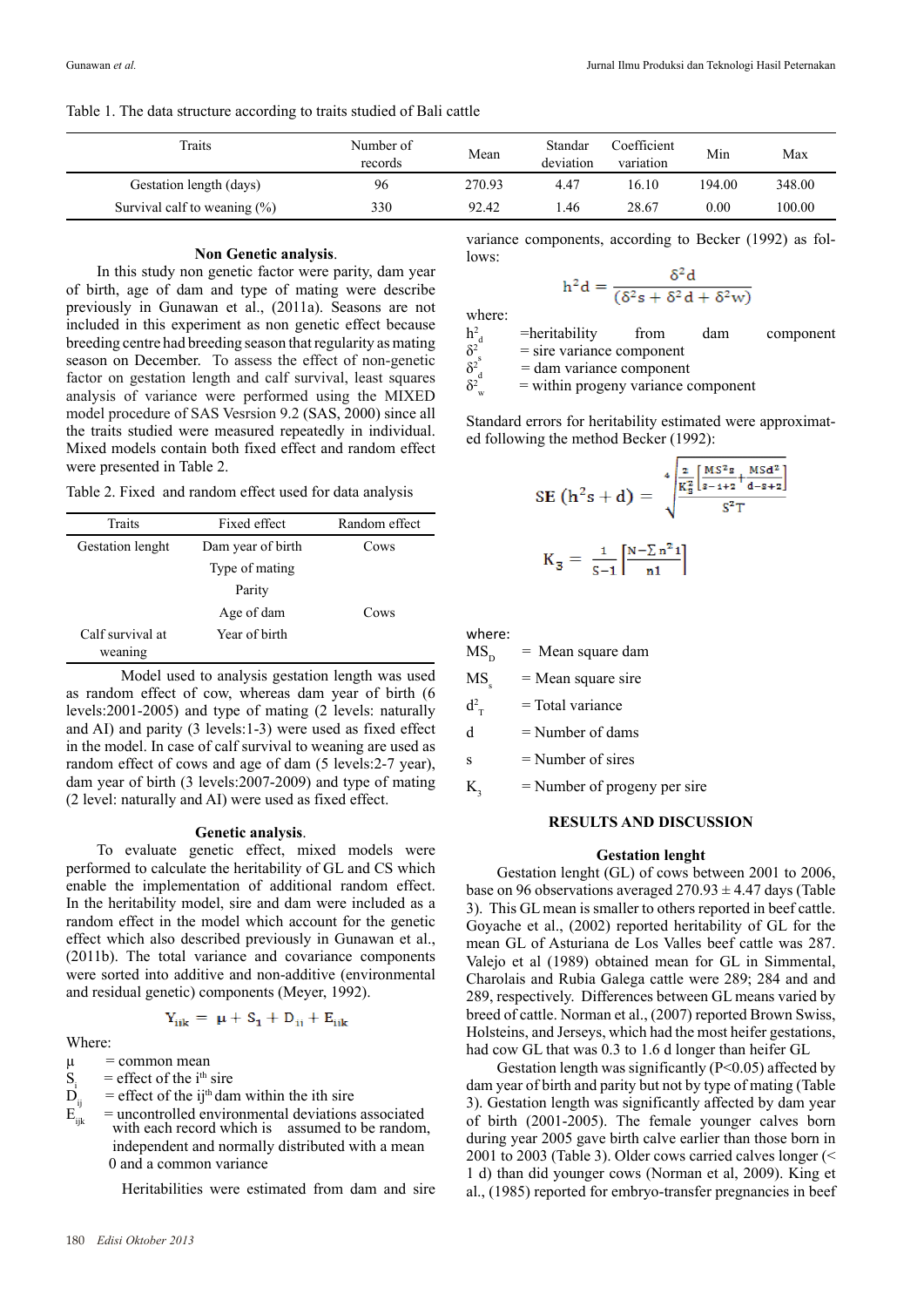Table 1. The data structure according to traits studied of Bali cattle

| Traits | Number of records | Mean | Standar deviation | Coefficient variation | Min | Max |
|---|---|---|---|---|---|---|
| Gestation length (days) | 96 | 270.93 | 4.47 | 16.10 | 194.00 | 348.00 |
| Survival calf to weaning (%) | 330 | 92.42 | 1.46 | 28.67 | 0.00 | 100.00 |

**Non Genetic analysis**.

In this study non genetic factor were parity, dam year of birth, age of dam and type of mating were describe previously in Gunawan et al., (2011a). Seasons are not included in this experiment as non genetic effect because breeding centre had breeding season that regularity as mating season on December. To assess the effect of non-genetic factor on gestation length and calf survival, least squares analysis of variance were performed using the MIXED model procedure of SAS Vesrsion 9.2 (SAS, 2000) since all the traits studied were measured repeatedly in individual. Mixed models contain both fixed effect and random effect were presented in Table 2.

Table 2. Fixed and random effect used for data analysis

| Traits | Fixed effect | Random effect |
|---|---|---|
| Gestation lenght | Dam year of birth | Cows |
| | Type of mating | |
| | Parity | |
| | Age of dam | Cows |
| Calf survival at weaning | Year of birth | |

Model used to analysis gestation length was used as random effect of cow, whereas dam year of birth (6 levels:2001-2005) and type of mating (2 levels: naturally and AI) and parity (3 levels:1-3) were used as fixed effect in the model. In case of calf survival to weaning are used as random effect of cows and age of dam (5 levels:2-7 year), dam year of birth (3 levels:2007-2009) and type of mating (2 level: naturally and AI) were used as fixed effect.

**Genetic analysis**.

To evaluate genetic effect, mixed models were performed to calculate the heritability of GL and CS which enable the implementation of additional random effect. In the heritability model, sire and dam were included as a random effect in the model which account for the genetic effect which also described previously in Gunawan et al., (2011b). The total variance and covariance components were sorted into additive and non-additive (environmental and residual genetic) components (Meyer, 1992).

$$Y_{iik} = \mu + S_1 + D_{ii} + E_{iik}$$

Where:

- $\mu$ = common mean
- $S_i$ = effect of the i[th] sire
- $D_{ij}$ = effect of the ij[th] dam within the ith sire
- $E_{ijk}$ = uncontrolled environmental deviations associated with each record which is assumed to be random, independent and normally distributed with a mean 0 and a common variance

Heritabilities were estimated from dam and sire variance components, according to Becker (1992) as follows:

$$h^2d = \frac{\delta^2 d}{(\delta^2 s + \delta^2 d + \delta^2 w)}$$

where:

- $h^2_d$ =heritability from dam component
- $\delta^2_s$ = sire variance component
- $\delta^2_d$ = dam variance component
- $\delta^2_w$ = within progeny variance component

Standard errors for heritability estimated were approximated following the method Becker (1992):

$$SE\,(h^2 s + d) = \sqrt[4]{\frac{\frac{2}{K_3^2}\left[\frac{MS^2 s}{s-1+2} + \frac{MSd^2}{d-s+2}\right]}{S^2 T}}$$

$$K_3 = \frac{1}{S-1}\left[\frac{N - \sum n^2 1}{n1}\right]$$

where:

- $MS_D$ = Mean square dam
- $MS_s$ = Mean square sire
- $d^2_T$ = Total variance
- d = Number of dams
- s = Number of sires
- $K_3$ = Number of progeny per sire

## RESULTS AND DISCUSSION

### Gestation lenght

Gestation lenght (GL) of cows between 2001 to 2006, base on 96 observations averaged 270.93 ± 4.47 days (Table 3). This GL mean is smaller to others reported in beef cattle. Goyache et al., (2002) reported heritability of GL for the mean GL of Asturiana de Los Valles beef cattle was 287. Valejo et al (1989) obtained mean for GL in Simmental, Charolais and Rubia Galega cattle were 289; 284 and and 289, respectively. Differences between GL means varied by breed of cattle. Norman et al., (2007) reported Brown Swiss, Holsteins, and Jerseys, which had the most heifer gestations, had cow GL that was 0.3 to 1.6 d longer than heifer GL

Gestation length was significantly (P<0.05) affected by dam year of birth and parity but not by type of mating (Table 3). Gestation length was significantly affected by dam year of birth (2001-2005). The female younger calves born during year 2005 gave birth calve earlier than those born in 2001 to 2003 (Table 3). Older cows carried calves longer (< 1 d) than did younger cows (Norman et al, 2009). King et al., (1985) reported for embryo-transfer pregnancies in beef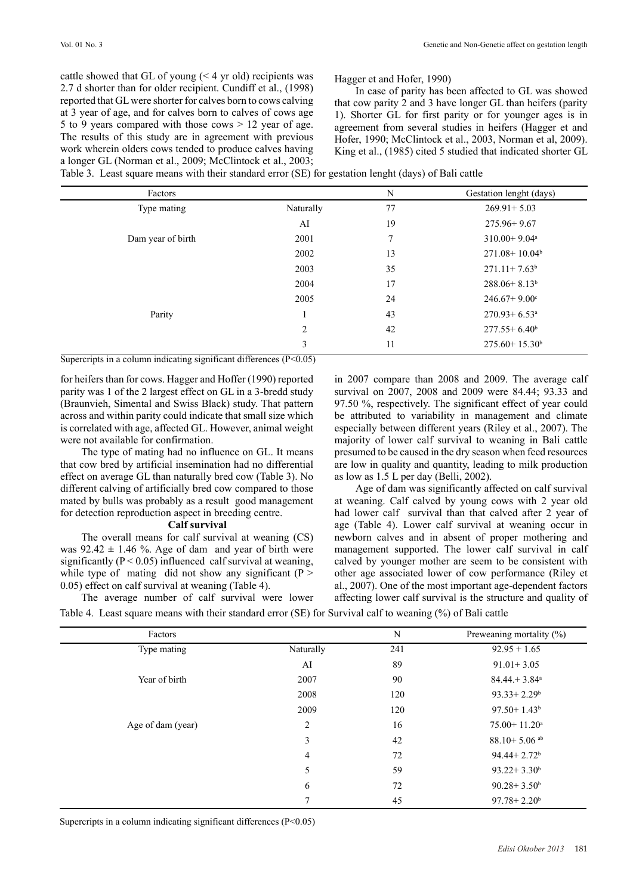cattle showed that GL of young (< 4 yr old) recipients was 2.7 d shorter than for older recipient. Cundiff et al., (1998) reported that GL were shorter for calves born to cows calving at 3 year of age, and for calves born to calves of cows age 5 to 9 years compared with those cows > 12 year of age. The results of this study are in agreement with previous work wherein olders cows tended to produce calves having a longer GL (Norman et al., 2009; McClintock et al., 2003; Hagger et and Hofer, 1990)

In case of parity has been affected to GL was showed that cow parity 2 and 3 have longer GL than heifers (parity 1). Shorter GL for first parity or for younger ages is in agreement from several studies in heifers (Hagger et and Hofer, 1990; McClintock et al., 2003, Norman et al, 2009). King et al., (1985) cited 5 studied that indicated shorter GL for heifers than for cows. Hagger and Hoffer (1990) reported parity was 1 of the 2 largest effect on GL in a 3-bredd study (Braunvieh, Simental and Swiss Black) study. That pattern across and within parity could indicate that small size which is correlated with age, affected GL. However, animal weight were not available for confirmation.

Table 3. Least square means with their standard error (SE) for gestation lenght (days) of Bali cattle

| Factors | | N | Gestation lenght (days) |
|---|---|---|---|
| Type mating | Naturally | 77 | 269.91+ 5.03 |
| | AI | 19 | 275.96+ 9.67 |
| Dam year of birth | 2001 | 7 | 310.00+ 9.04[a] |
| | 2002 | 13 | 271.08+ 10.04[b] |
| | 2003 | 35 | 271.11+ 7.63[b] |
| | 2004 | 17 | 288.06+ 8.13[b] |
| | 2005 | 24 | 246.67+ 9.00[c] |
| Parity | 1 | 43 | 270.93+ 6.53[a] |
| | 2 | 42 | 277.55+ 6.40[b] |
| | 3 | 11 | 275.60+ 15.30[b] |

Supercripts in a column indicating significant differences (P<0.05)

The type of mating had no influence on GL. It means that cow bred by artificial insemination had no differential effect on average GL than naturally bred cow (Table 3). No different calving of artificially bred cow compared to those mated by bulls was probably as a result good management for detection reproduction aspect in breeding centre.

**Calf survival**

The overall means for calf survival at weaning (CS) was $92.42 \pm 1.46$ %. Age of dam and year of birth were significantly ($P < 0.05$) influenced calf survival at weaning, while type of mating did not show any significant ($P > 0.05$) effect on calf survival at weaning (Table 4).

The average number of calf survival were lower in 2007 compare than 2008 and 2009. The average calf survival on 2007, 2008 and 2009 were 84.44; 93.33 and 97.50 %, respectively. The significant effect of year could be attributed to variability in management and climate especially between different years (Riley et al., 2007). The majority of lower calf survival to weaning in Bali cattle presumed to be caused in the dry season when feed resources are low in quality and quantity, leading to milk production as low as 1.5 L per day (Belli, 2002).

Age of dam was significantly affected on calf survival at weaning. Calf calved by young cows with 2 year old had lower calf survival than that calved after 2 year of age (Table 4). Lower calf survival at weaning occur in newborn calves and in absent of proper mothering and management supported. The lower calf survival in calf calved by younger mother are seem to be consistent with other age associated lower of cow performance (Riley et al., 2007). One of the most important age-dependent factors affecting lower calf survival is the structure and quality of

Table 4. Least square means with their standard error (SE) for Survival calf to weaning (%) of Bali cattle

| Factors | | N | Preweaning mortality (%) |
|---|---|---|---|
| Type mating | Naturally | 241 | 92.95 + 1.65 |
| | AI | 89 | 91.01+ 3.05 |
| Year of birth | 2007 | 90 | 84.44.+ 3.84[a] |
| | 2008 | 120 | 93.33+ 2.29[b] |
| | 2009 | 120 | 97.50+ 1.43[b] |
| Age of dam (year) | 2 | 16 | 75.00+ 11.20[a] |
| | 3 | 42 | 88.10+ 5.06 [ab] |
| | 4 | 72 | 94.44+ 2.72[b] |
| | 5 | 59 | 93.22+ 3.30[b] |
| | 6 | 72 | 90.28+ 3.50[b] |
| | 7 | 45 | 97.78+ 2.20[b] |

Supercripts in a column indicating significant differences (P<0.05)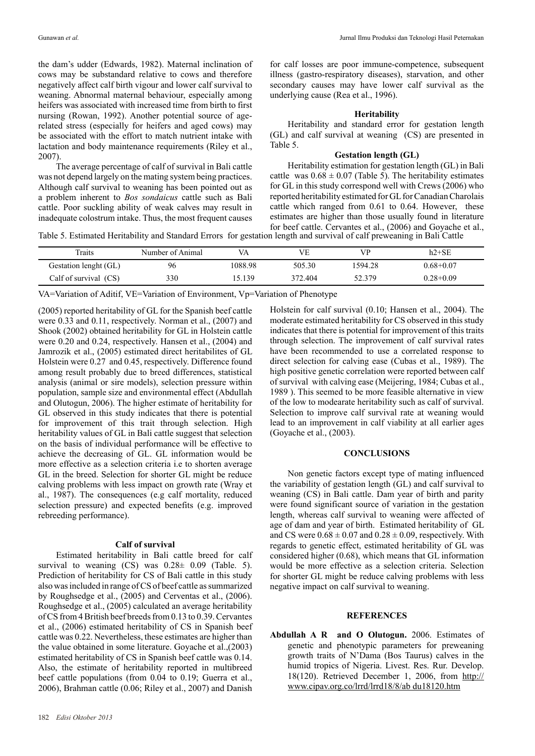the dam's udder (Edwards, 1982). Maternal inclination of cows may be substandard relative to cows and therefore negatively affect calf birth vigour and lower calf survival to weaning. Abnormal maternal behaviour, especially among heifers was associated with increased time from birth to first nursing (Rowan, 1992). Another potential source of age-related stress (especially for heifers and aged cows) may be associated with the effort to match nutrient intake with lactation and body maintenance requirements (Riley et al., 2007).

The average percentage of calf of survival in Bali cattle was not depend largely on the mating system being practices. Although calf survival to weaning has been pointed out as a problem inherent to *Bos sondaicus* cattle such as Bali cattle. Poor suckling ability of weak calves may result in inadequate colostrum intake. Thus, the most frequent causes for calf losses are poor immune-competence, subsequent illness (gastro-respiratory diseases), starvation, and other secondary causes may have lower calf survival as the underlying cause (Rea et al., 1996).

### Heritability

Heritability and standard error for gestation length (GL) and calf survival at weaning (CS) are presented in Table 5.

### Gestation length (GL)

Heritability estimation for gestation length (GL) in Bali cattle was $0.68 \pm 0.07$ (Table 5). The heritability estimates for GL in this study correspond well with Crews (2006) who reported heritability estimated for GL for Canadian Charolais cattle which ranged from 0.61 to 0.64. However, these estimates are higher than those usually found in literature for beef cattle. Cervantes et al., (2006) and Goyache et al., (2005) reported heritability of GL for the Spanish beef cattle were 0.33 and 0.11, respectively. Norman et al., (2007) and Shook (2002) obtained heritability for GL in Holstein cattle were 0.20 and 0.24, respectively. Hansen et al., (2004) and Jamrozik et al., (2005) estimated direct heritabilites of GL Holstein were 0.27 and 0.45, respectively. Difference found among result probably due to breed differences, statistical analysis (animal or sire models), selection pressure within population, sample size and environmental effect (Abdullah and Olutogun, 2006). The higher estimate of heritability for GL observed in this study indicates that there is potential for improvement of this trait through selection. High heritability values of GL in Bali cattle suggest that selection on the basis of individual performance will be effective to achieve the decreasing of GL. GL information would be more effective as a selection criteria i.e to shorten average GL in the breed. Selection for shorter GL might be reduce calving problems with less impact on growth rate (Wray et al., 1987). The consequences (e.g calf mortality, reduced selection pressure) and expected benefits (e.g. improved rebreeding performance).

Table 5. Estimated Heritability and Standard Errors for gestation length and survival of calf preweaning in Bali Cattle

| Traits | Number of Animal | VA | VE | VP | h2+SE |
|---|---|---|---|---|---|
| Gestation lenght (GL) | 96 | 1088.98 | 505.30 | 1594.28 | 0.68+0.07 |
| Calf of survival (CS) | 330 | 15.139 | 372.404 | 52.379 | 0.28+0.09 |

VA=Variation of Aditif, VE=Variation of Environment, Vp=Variation of Phenotype

### Calf of survival

Estimated heritability in Bali cattle breed for calf survival to weaning (CS) was $0.28\pm$ 0.09 (Table. 5). Prediction of heritability for CS of Bali cattle in this study also was included in range of CS of beef cattle as summarized by Roughsedge et al., (2005) and Cerventas et al., (2006). Roughsedge et al., (2005) calculated an average heritability of CS from 4 British beef breeds from 0.13 to 0.39. Cervantes et al., (2006) estimated heritability of CS in Spanish beef cattle was 0.22. Nevertheless, these estimates are higher than the value obtained in some literature. Goyache et al.,(2003) estimated heritability of CS in Spanish beef cattle was 0.14. Also, the estimate of heritability reported in multibreed beef cattle populations (from 0.04 to 0.19; Guerra et al., 2006), Brahman cattle (0.06; Riley et al., 2007) and Danish Holstein for calf survival (0.10; Hansen et al., 2004). The moderate estimated heritability for CS observed in this study indicates that there is potential for improvement of this traits through selection. The improvement of calf survival rates have been recommended to use a correlated response to direct selection for calving ease (Cubas et al., 1989). The high positive genetic correlation were reported between calf of survival with calving ease (Meijering, 1984; Cubas et al., 1989 ). This seemed to be more feasible alternative in view of the low to modearate heritability such as calf of survival. Selection to improve calf survival rate at weaning would lead to an improvement in calf viability at all earlier ages (Goyache et al., (2003).

## CONCLUSIONS

Non genetic factors except type of mating influenced the variability of gestation length (GL) and calf survival to weaning (CS) in Bali cattle. Dam year of birth and parity were found significant source of variation in the gestation length, whereas calf survival to weaning were affected of age of dam and year of birth. Estimated heritability of GL and CS were $0.68 \pm 0.07$ and $0.28 \pm 0.09$, respectively. With regards to genetic effect, estimated heritability of GL was considered higher (0.68), which means that GL information would be more effective as a selection criteria. Selection for shorter GL might be reduce calving problems with less negative impact on calf survival to weaning.

## REFERENCES

**Abdullah A R and O Olutogun.** 2006. Estimates of genetic and phenotypic parameters for preweaning growth traits of N'Dama (Bos Taurus) calves in the humid tropics of Nigeria. Livest. Res. Rur. Develop. 18(120). Retrieved December 1, 2006, from http://www.cipav.org.co/lrrd/lrrd18/8/ab du18120.htm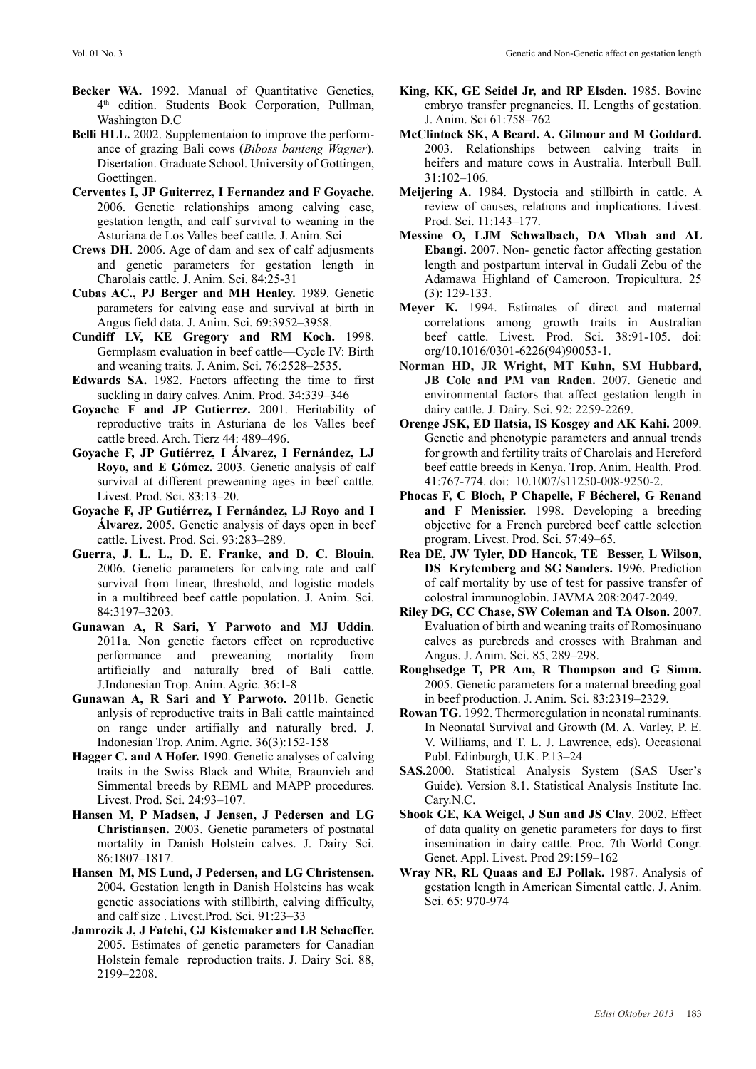**Becker WA.** 1992. Manual of Quantitative Genetics, 4th edition. Students Book Corporation, Pullman, Washington D.C

**Belli HLL.** 2002. Supplementaion to improve the performance of grazing Bali cows (*Biboss banteng Wagner*). Disertation. Graduate School. University of Gottingen, Goettingen.

**Cerventes I, JP Guiterrez, I Fernandez and F Goyache.** 2006. Genetic relationships among calving ease, gestation length, and calf survival to weaning in the Asturiana de Los Valles beef cattle. J. Anim. Sci

**Crews DH**. 2006. Age of dam and sex of calf adjusments and genetic parameters for gestation length in Charolais cattle. J. Anim. Sci. 84:25-31

**Cubas AC., PJ Berger and MH Healey.** 1989. Genetic parameters for calving ease and survival at birth in Angus field data. J. Anim. Sci. 69:3952–3958.

**Cundiff LV, KE Gregory and RM Koch.** 1998. Germplasm evaluation in beef cattle—Cycle IV: Birth and weaning traits. J. Anim. Sci. 76:2528–2535.

**Edwards SA.** 1982. Factors affecting the time to first suckling in dairy calves. Anim. Prod. 34:339–346

**Goyache F and JP Gutierrez.** 2001. Heritability of reproductive traits in Asturiana de los Valles beef cattle breed. Arch. Tierz 44: 489–496.

**Goyache F, JP Gutiérrez, I Álvarez, I Fernández, LJ Royo, and E Gómez.** 2003. Genetic analysis of calf survival at different preweaning ages in beef cattle. Livest. Prod. Sci. 83:13–20.

**Goyache F, JP Gutiérrez, I Fernández, LJ Royo and I Álvarez.** 2005. Genetic analysis of days open in beef cattle. Livest. Prod. Sci. 93:283–289.

**Guerra, J. L. L., D. E. Franke, and D. C. Blouin.** 2006. Genetic parameters for calving rate and calf survival from linear, threshold, and logistic models in a multibreed beef cattle population. J. Anim. Sci. 84:3197–3203.

**Gunawan A, R Sari, Y Parwoto and MJ Uddin**. 2011a. Non genetic factors effect on reproductive performance and preweaning mortality from artificially and naturally bred of Bali cattle. J.Indonesian Trop. Anim. Agric. 36:1-8

**Gunawan A, R Sari and Y Parwoto.** 2011b. Genetic anlysis of reproductive traits in Bali cattle maintained on range under artifially and naturally bred. J. Indonesian Trop. Anim. Agric. 36(3):152-158

**Hagger C. and A Hofer.** 1990. Genetic analyses of calving traits in the Swiss Black and White, Braunvieh and Simmental breeds by REML and MAPP procedures. Livest. Prod. Sci. 24:93–107.

**Hansen M, P Madsen, J Jensen, J Pedersen and LG Christiansen.** 2003. Genetic parameters of postnatal mortality in Danish Holstein calves. J. Dairy Sci. 86:1807–1817.

**Hansen M, MS Lund, J Pedersen, and LG Christensen.** 2004. Gestation length in Danish Holsteins has weak genetic associations with stillbirth, calving difficulty, and calf size . Livest.Prod. Sci. 91:23–33

**Jamrozik J, J Fatehi, GJ Kistemaker and LR Schaeffer.** 2005. Estimates of genetic parameters for Canadian Holstein female reproduction traits. J. Dairy Sci. 88, 2199–2208.

**King, KK, GE Seidel Jr, and RP Elsden.** 1985. Bovine embryo transfer pregnancies. II. Lengths of gestation. J. Anim. Sci 61:758–762

**McClintock SK, A Beard. A. Gilmour and M Goddard.** 2003. Relationships between calving traits in heifers and mature cows in Australia. Interbull Bull. 31:102–106.

**Meijering A.** 1984. Dystocia and stillbirth in cattle. A review of causes, relations and implications. Livest. Prod. Sci. 11:143–177.

**Messine O, LJM Schwalbach, DA Mbah and AL Ebangi.** 2007. Non- genetic factor affecting gestation length and postpartum interval in Gudali Zebu of the Adamawa Highland of Cameroon. Tropicultura. 25 (3): 129-133.

**Meyer K.** 1994. Estimates of direct and maternal correlations among growth traits in Australian beef cattle. Livest. Prod. Sci. 38:91-105. doi: org/10.1016/0301-6226(94)90053-1.

**Norman HD, JR Wright, MT Kuhn, SM Hubbard, JB Cole and PM van Raden.** 2007. Genetic and environmental factors that affect gestation length in dairy cattle. J. Dairy. Sci. 92: 2259-2269.

**Orenge JSK, ED Ilatsia, IS Kosgey and AK Kahi.** 2009. Genetic and phenotypic parameters and annual trends for growth and fertility traits of Charolais and Hereford beef cattle breeds in Kenya. Trop. Anim. Health. Prod. 41:767-774. doi: 10.1007/s11250-008-9250-2.

**Phocas F, C Bloch, P Chapelle, F Bécherel, G Renand and F Menissier.** 1998. Developing a breeding objective for a French purebred beef cattle selection program. Livest. Prod. Sci. 57:49–65.

**Rea DE, JW Tyler, DD Hancok, TE Besser, L Wilson, DS Krytemberg and SG Sanders.** 1996. Prediction of calf mortality by use of test for passive transfer of colostral immunoglobin. JAVMA 208:2047-2049.

**Riley DG, CC Chase, SW Coleman and TA Olson.** 2007. Evaluation of birth and weaning traits of Romosinuano calves as purebreds and crosses with Brahman and Angus. J. Anim. Sci. 85, 289–298.

**Roughsedge T, PR Am, R Thompson and G Simm.** 2005. Genetic parameters for a maternal breeding goal in beef production. J. Anim. Sci. 83:2319–2329.

**Rowan TG.** 1992. Thermoregulation in neonatal ruminants. In Neonatal Survival and Growth (M. A. Varley, P. E. V. Williams, and T. L. J. Lawrence, eds). Occasional Publ. Edinburgh, U.K. P.13–24

**SAS.**2000. Statistical Analysis System (SAS User's Guide). Version 8.1. Statistical Analysis Institute Inc. Cary.N.C.

**Shook GE, KA Weigel, J Sun and JS Clay**. 2002. Effect of data quality on genetic parameters for days to first insemination in dairy cattle. Proc. 7th World Congr. Genet. Appl. Livest. Prod 29:159–162

**Wray NR, RL Quaas and EJ Pollak.** 1987. Analysis of gestation length in American Simental cattle. J. Anim. Sci. 65: 970-974